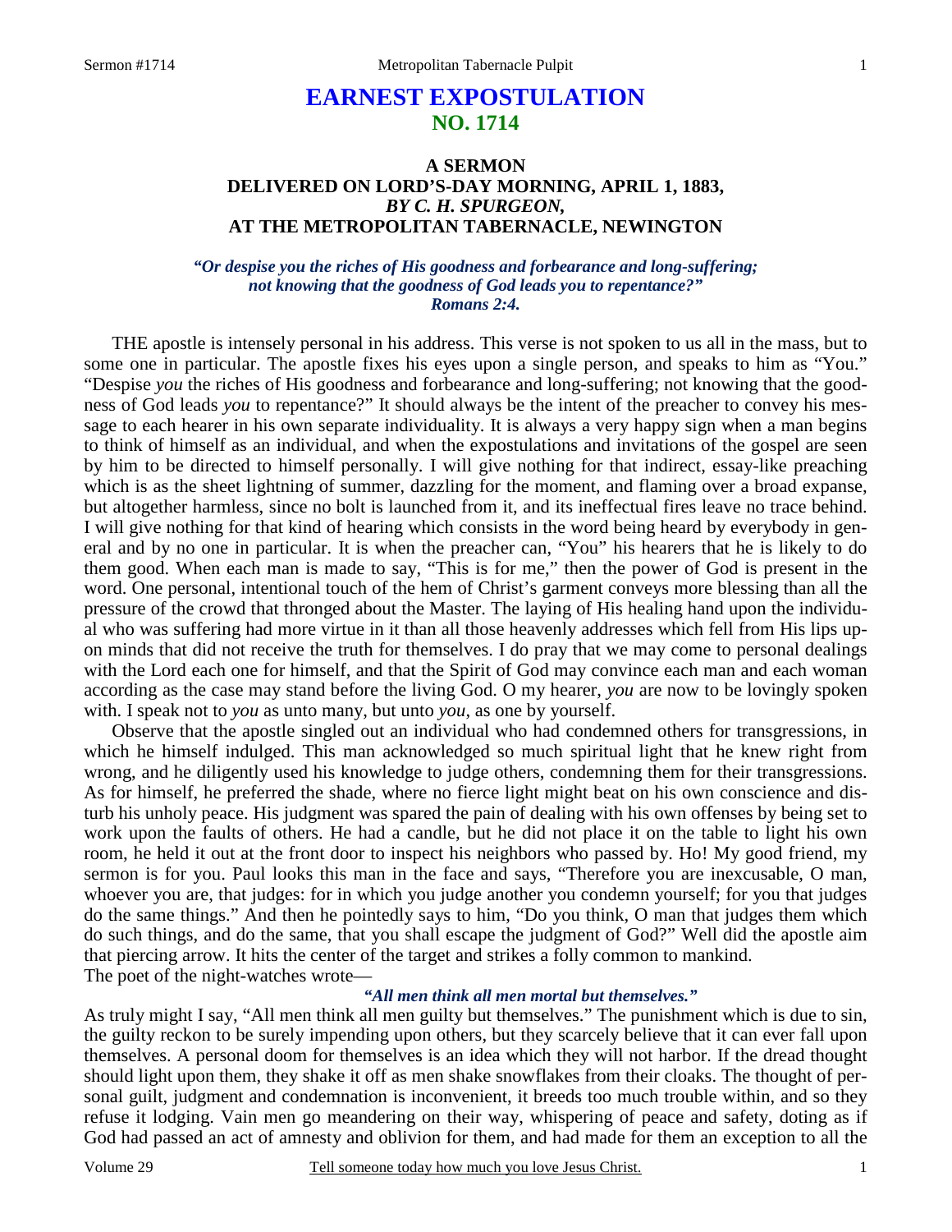# EARNEST EXPOSTULATION
## NO. 1714

### A SERMON
### DELIVERED ON LORD'S-DAY MORNING, APRIL 1, 1883,
### *BY C. H. SPURGEON,*
### AT THE METROPOLITAN TABERNACLE, NEWINGTON

***"Or despise you the riches of His goodness and forbearance and long-suffering; not knowing that the goodness of God leads you to repentance?" Romans 2:4.***

THE apostle is intensely personal in his address. This verse is not spoken to us all in the mass, but to some one in particular. The apostle fixes his eyes upon a single person, and speaks to him as "You." "Despise *you* the riches of His goodness and forbearance and long-suffering; not knowing that the goodness of God leads *you* to repentance?" It should always be the intent of the preacher to convey his message to each hearer in his own separate individuality. It is always a very happy sign when a man begins to think of himself as an individual, and when the expostulations and invitations of the gospel are seen by him to be directed to himself personally. I will give nothing for that indirect, essay-like preaching which is as the sheet lightning of summer, dazzling for the moment, and flaming over a broad expanse, but altogether harmless, since no bolt is launched from it, and its ineffectual fires leave no trace behind. I will give nothing for that kind of hearing which consists in the word being heard by everybody in general and by no one in particular. It is when the preacher can, "You" his hearers that he is likely to do them good. When each man is made to say, "This is for me," then the power of God is present in the word. One personal, intentional touch of the hem of Christ's garment conveys more blessing than all the pressure of the crowd that thronged about the Master. The laying of His healing hand upon the individual who was suffering had more virtue in it than all those heavenly addresses which fell from His lips upon minds that did not receive the truth for themselves. I do pray that we may come to personal dealings with the Lord each one for himself, and that the Spirit of God may convince each man and each woman according as the case may stand before the living God. O my hearer, *you* are now to be lovingly spoken with. I speak not to *you* as unto many, but unto *you*, as one by yourself.

Observe that the apostle singled out an individual who had condemned others for transgressions, in which he himself indulged. This man acknowledged so much spiritual light that he knew right from wrong, and he diligently used his knowledge to judge others, condemning them for their transgressions. As for himself, he preferred the shade, where no fierce light might beat on his own conscience and disturb his unholy peace. His judgment was spared the pain of dealing with his own offenses by being set to work upon the faults of others. He had a candle, but he did not place it on the table to light his own room, he held it out at the front door to inspect his neighbors who passed by. Ho! My good friend, my sermon is for you. Paul looks this man in the face and says, "Therefore you are inexcusable, O man, whoever you are, that judges: for in which you judge another you condemn yourself; for you that judges do the same things." And then he pointedly says to him, "Do you think, O man that judges them which do such things, and do the same, that you shall escape the judgment of God?" Well did the apostle aim that piercing arrow. It hits the center of the target and strikes a folly common to mankind.

The poet of the night-watches wrote—

*"All men think all men mortal but themselves."*

As truly might I say, "All men think all men guilty but themselves." The punishment which is due to sin, the guilty reckon to be surely impending upon others, but they scarcely believe that it can ever fall upon themselves. A personal doom for themselves is an idea which they will not harbor. If the dread thought should light upon them, they shake it off as men shake snowflakes from their cloaks. The thought of personal guilt, judgment and condemnation is inconvenient, it breeds too much trouble within, and so they refuse it lodging. Vain men go meandering on their way, whispering of peace and safety, doting as if God had passed an act of amnesty and oblivion for them, and had made for them an exception to all the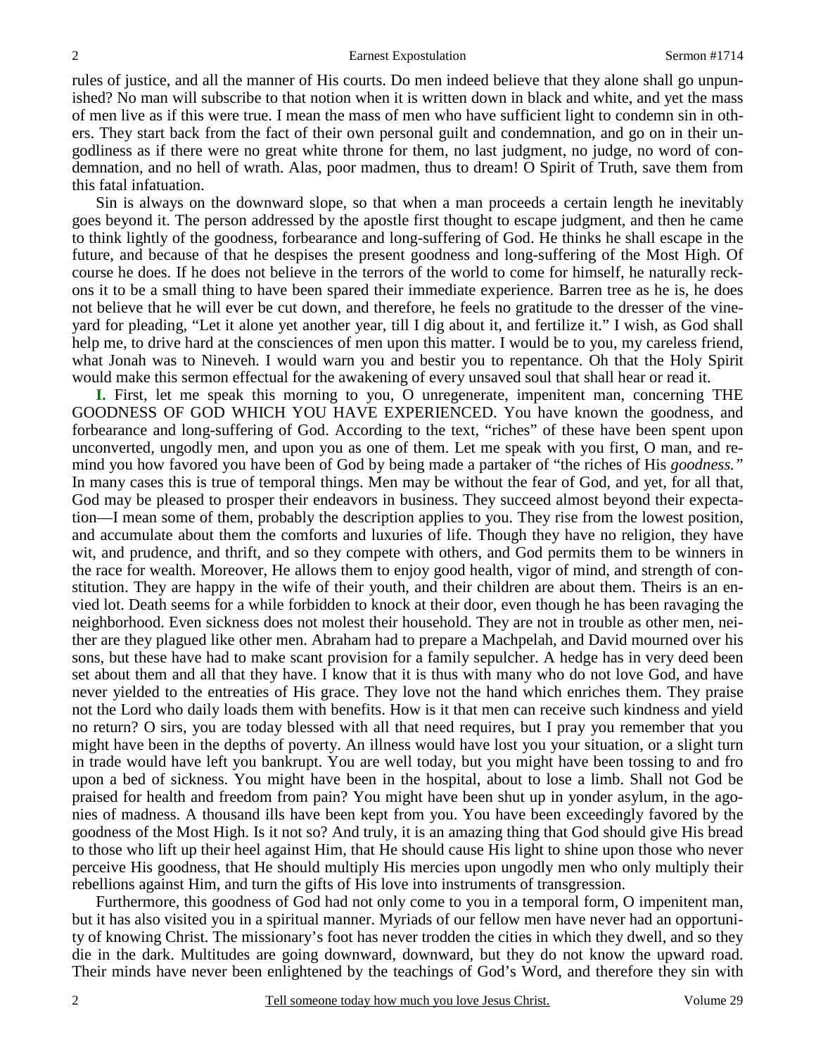rules of justice, and all the manner of His courts. Do men indeed believe that they alone shall go unpunished? No man will subscribe to that notion when it is written down in black and white, and yet the mass of men live as if this were true. I mean the mass of men who have sufficient light to condemn sin in others. They start back from the fact of their own personal guilt and condemnation, and go on in their ungodliness as if there were no great white throne for them, no last judgment, no judge, no word of condemnation, and no hell of wrath. Alas, poor madmen, thus to dream! O Spirit of Truth, save them from this fatal infatuation.

Sin is always on the downward slope, so that when a man proceeds a certain length he inevitably goes beyond it. The person addressed by the apostle first thought to escape judgment, and then he came to think lightly of the goodness, forbearance and long-suffering of God. He thinks he shall escape in the future, and because of that he despises the present goodness and long-suffering of the Most High. Of course he does. If he does not believe in the terrors of the world to come for himself, he naturally reckons it to be a small thing to have been spared their immediate experience. Barren tree as he is, he does not believe that he will ever be cut down, and therefore, he feels no gratitude to the dresser of the vineyard for pleading, "Let it alone yet another year, till I dig about it, and fertilize it." I wish, as God shall help me, to drive hard at the consciences of men upon this matter. I would be to you, my careless friend, what Jonah was to Nineveh. I would warn you and bestir you to repentance. Oh that the Holy Spirit would make this sermon effectual for the awakening of every unsaved soul that shall hear or read it.

**I.** First, let me speak this morning to you, O unregenerate, impenitent man, concerning THE GOODNESS OF GOD WHICH YOU HAVE EXPERIENCED. You have known the goodness, and forbearance and long-suffering of God. According to the text, "riches" of these have been spent upon unconverted, ungodly men, and upon you as one of them. Let me speak with you first, O man, and remind you how favored you have been of God by being made a partaker of "the riches of His *goodness.*" In many cases this is true of temporal things. Men may be without the fear of God, and yet, for all that, God may be pleased to prosper their endeavors in business. They succeed almost beyond their expectation—I mean some of them, probably the description applies to you. They rise from the lowest position, and accumulate about them the comforts and luxuries of life. Though they have no religion, they have wit, and prudence, and thrift, and so they compete with others, and God permits them to be winners in the race for wealth. Moreover, He allows them to enjoy good health, vigor of mind, and strength of constitution. They are happy in the wife of their youth, and their children are about them. Theirs is an envied lot. Death seems for a while forbidden to knock at their door, even though he has been ravaging the neighborhood. Even sickness does not molest their household. They are not in trouble as other men, neither are they plagued like other men. Abraham had to prepare a Machpelah, and David mourned over his sons, but these have had to make scant provision for a family sepulcher. A hedge has in very deed been set about them and all that they have. I know that it is thus with many who do not love God, and have never yielded to the entreaties of His grace. They love not the hand which enriches them. They praise not the Lord who daily loads them with benefits. How is it that men can receive such kindness and yield no return? O sirs, you are today blessed with all that need requires, but I pray you remember that you might have been in the depths of poverty. An illness would have lost you your situation, or a slight turn in trade would have left you bankrupt. You are well today, but you might have been tossing to and fro upon a bed of sickness. You might have been in the hospital, about to lose a limb. Shall not God be praised for health and freedom from pain? You might have been shut up in yonder asylum, in the agonies of madness. A thousand ills have been kept from you. You have been exceedingly favored by the goodness of the Most High. Is it not so? And truly, it is an amazing thing that God should give His bread to those who lift up their heel against Him, that He should cause His light to shine upon those who never perceive His goodness, that He should multiply His mercies upon ungodly men who only multiply their rebellions against Him, and turn the gifts of His love into instruments of transgression.

Furthermore, this goodness of God had not only come to you in a temporal form, O impenitent man, but it has also visited you in a spiritual manner. Myriads of our fellow men have never had an opportunity of knowing Christ. The missionary's foot has never trodden the cities in which they dwell, and so they die in the dark. Multitudes are going downward, downward, but they do not know the upward road. Their minds have never been enlightened by the teachings of God's Word, and therefore they sin with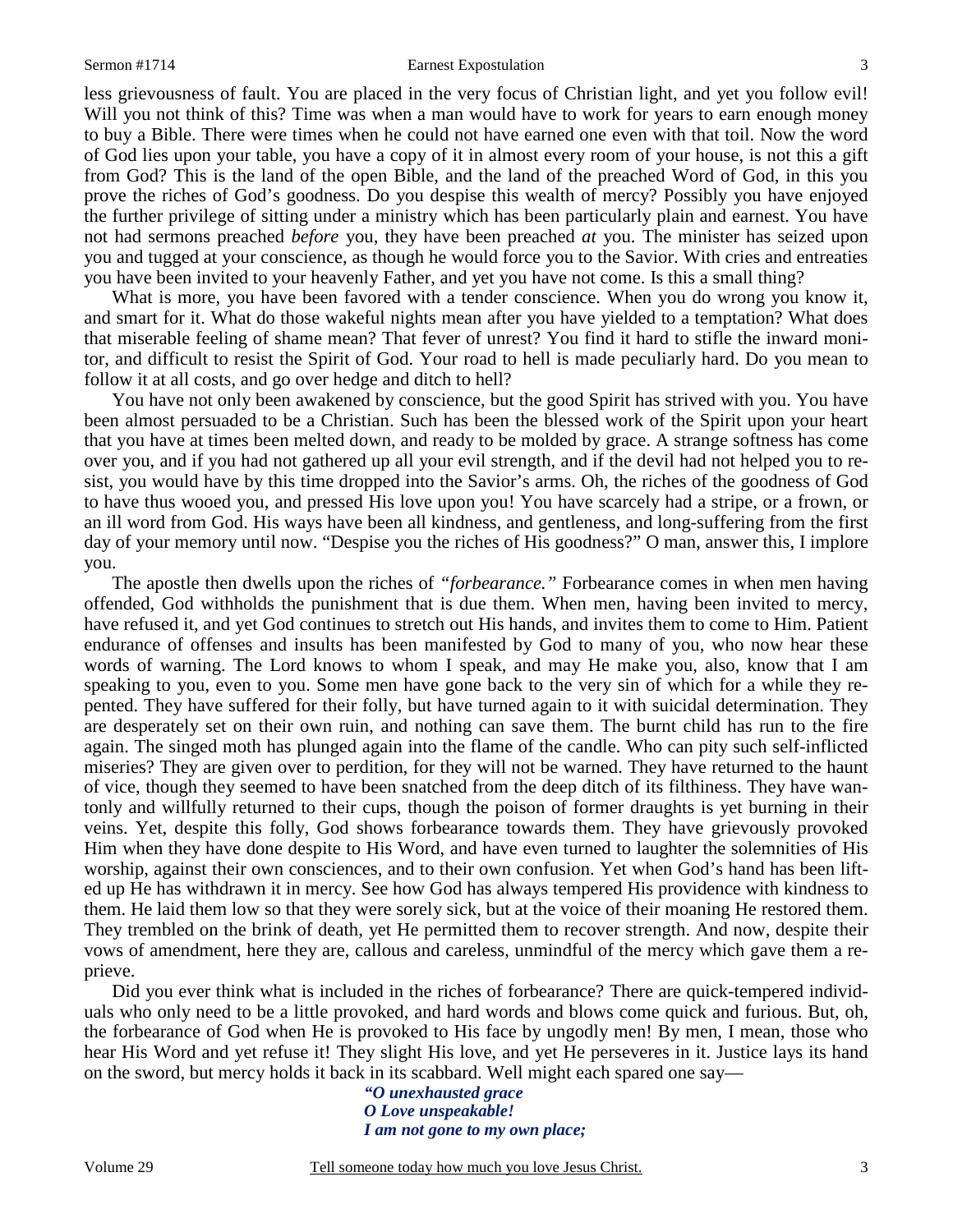less grievousness of fault. You are placed in the very focus of Christian light, and yet you follow evil! Will you not think of this? Time was when a man would have to work for years to earn enough money to buy a Bible. There were times when he could not have earned one even with that toil. Now the word of God lies upon your table, you have a copy of it in almost every room of your house, is not this a gift from God? This is the land of the open Bible, and the land of the preached Word of God, in this you prove the riches of God's goodness. Do you despise this wealth of mercy? Possibly you have enjoyed the further privilege of sitting under a ministry which has been particularly plain and earnest. You have not had sermons preached *before* you, they have been preached *at* you. The minister has seized upon you and tugged at your conscience, as though he would force you to the Savior. With cries and entreaties you have been invited to your heavenly Father, and yet you have not come. Is this a small thing?

What is more, you have been favored with a tender conscience. When you do wrong you know it, and smart for it. What do those wakeful nights mean after you have yielded to a temptation? What does that miserable feeling of shame mean? That fever of unrest? You find it hard to stifle the inward monitor, and difficult to resist the Spirit of God. Your road to hell is made peculiarly hard. Do you mean to follow it at all costs, and go over hedge and ditch to hell?

You have not only been awakened by conscience, but the good Spirit has strived with you. You have been almost persuaded to be a Christian. Such has been the blessed work of the Spirit upon your heart that you have at times been melted down, and ready to be molded by grace. A strange softness has come over you, and if you had not gathered up all your evil strength, and if the devil had not helped you to resist, you would have by this time dropped into the Savior's arms. Oh, the riches of the goodness of God to have thus wooed you, and pressed His love upon you! You have scarcely had a stripe, or a frown, or an ill word from God. His ways have been all kindness, and gentleness, and long-suffering from the first day of your memory until now. "Despise you the riches of His goodness?" O man, answer this, I implore you.

The apostle then dwells upon the riches of *"forbearance."* Forbearance comes in when men having offended, God withholds the punishment that is due them. When men, having been invited to mercy, have refused it, and yet God continues to stretch out His hands, and invites them to come to Him. Patient endurance of offenses and insults has been manifested by God to many of you, who now hear these words of warning. The Lord knows to whom I speak, and may He make you, also, know that I am speaking to you, even to you. Some men have gone back to the very sin of which for a while they repented. They have suffered for their folly, but have turned again to it with suicidal determination. They are desperately set on their own ruin, and nothing can save them. The burnt child has run to the fire again. The singed moth has plunged again into the flame of the candle. Who can pity such self-inflicted miseries? They are given over to perdition, for they will not be warned. They have returned to the haunt of vice, though they seemed to have been snatched from the deep ditch of its filthiness. They have wantonly and willfully returned to their cups, though the poison of former draughts is yet burning in their veins. Yet, despite this folly, God shows forbearance towards them. They have grievously provoked Him when they have done despite to His Word, and have even turned to laughter the solemnities of His worship, against their own consciences, and to their own confusion. Yet when God's hand has been lifted up He has withdrawn it in mercy. See how God has always tempered His providence with kindness to them. He laid them low so that they were sorely sick, but at the voice of their moaning He restored them. They trembled on the brink of death, yet He permitted them to recover strength. And now, despite their vows of amendment, here they are, callous and careless, unmindful of the mercy which gave them a reprieve.

Did you ever think what is included in the riches of forbearance? There are quick-tempered individuals who only need to be a little provoked, and hard words and blows come quick and furious. But, oh, the forbearance of God when He is provoked to His face by ungodly men! By men, I mean, those who hear His Word and yet refuse it! They slight His love, and yet He perseveres in it. Justice lays its hand on the sword, but mercy holds it back in its scabbard. Well might each spared one say—

> ***"O unexhausted grace***
> ***O Love unspeakable!***
> ***I am not gone to my own place;***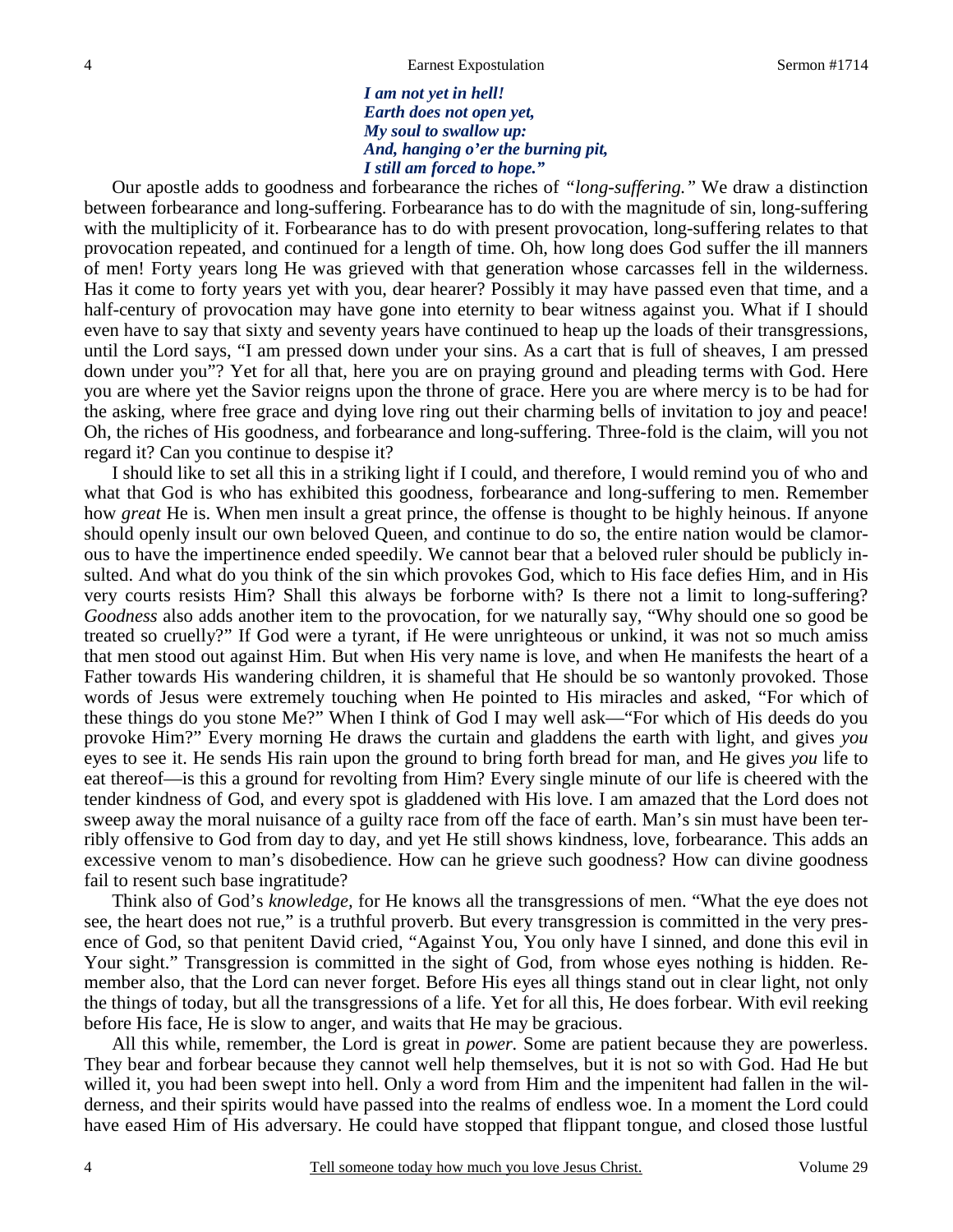*I am not yet in hell!*
*Earth does not open yet,*
*My soul to swallow up:*
*And, hanging o'er the burning pit,*
*I still am forced to hope."*

Our apostle adds to goodness and forbearance the riches of *"long-suffering."* We draw a distinction between forbearance and long-suffering. Forbearance has to do with the magnitude of sin, long-suffering with the multiplicity of it. Forbearance has to do with present provocation, long-suffering relates to that provocation repeated, and continued for a length of time. Oh, how long does God suffer the ill manners of men! Forty years long He was grieved with that generation whose carcasses fell in the wilderness. Has it come to forty years yet with you, dear hearer? Possibly it may have passed even that time, and a half-century of provocation may have gone into eternity to bear witness against you. What if I should even have to say that sixty and seventy years have continued to heap up the loads of their transgressions, until the Lord says, "I am pressed down under your sins. As a cart that is full of sheaves, I am pressed down under you"? Yet for all that, here you are on praying ground and pleading terms with God. Here you are where yet the Savior reigns upon the throne of grace. Here you are where mercy is to be had for the asking, where free grace and dying love ring out their charming bells of invitation to joy and peace! Oh, the riches of His goodness, and forbearance and long-suffering. Three-fold is the claim, will you not regard it? Can you continue to despise it?

I should like to set all this in a striking light if I could, and therefore, I would remind you of who and what that God is who has exhibited this goodness, forbearance and long-suffering to men. Remember how *great* He is. When men insult a great prince, the offense is thought to be highly heinous. If anyone should openly insult our own beloved Queen, and continue to do so, the entire nation would be clamorous to have the impertinence ended speedily. We cannot bear that a beloved ruler should be publicly insulted. And what do you think of the sin which provokes God, which to His face defies Him, and in His very courts resists Him? Shall this always be forborne with? Is there not a limit to long-suffering? *Goodness* also adds another item to the provocation, for we naturally say, "Why should one so good be treated so cruelly?" If God were a tyrant, if He were unrighteous or unkind, it was not so much amiss that men stood out against Him. But when His very name is love, and when He manifests the heart of a Father towards His wandering children, it is shameful that He should be so wantonly provoked. Those words of Jesus were extremely touching when He pointed to His miracles and asked, "For which of these things do you stone Me?" When I think of God I may well ask—"For which of His deeds do you provoke Him?" Every morning He draws the curtain and gladdens the earth with light, and gives *you* eyes to see it. He sends His rain upon the ground to bring forth bread for man, and He gives *you* life to eat thereof—is this a ground for revolting from Him? Every single minute of our life is cheered with the tender kindness of God, and every spot is gladdened with His love. I am amazed that the Lord does not sweep away the moral nuisance of a guilty race from off the face of earth. Man's sin must have been terribly offensive to God from day to day, and yet He still shows kindness, love, forbearance. This adds an excessive venom to man's disobedience. How can he grieve such goodness? How can divine goodness fail to resent such base ingratitude?

Think also of God's *knowledge,* for He knows all the transgressions of men. "What the eye does not see, the heart does not rue," is a truthful proverb. But every transgression is committed in the very presence of God, so that penitent David cried, "Against You, You only have I sinned, and done this evil in Your sight." Transgression is committed in the sight of God, from whose eyes nothing is hidden. Remember also, that the Lord can never forget. Before His eyes all things stand out in clear light, not only the things of today, but all the transgressions of a life. Yet for all this, He does forbear. With evil reeking before His face, He is slow to anger, and waits that He may be gracious.

All this while, remember, the Lord is great in *power*. Some are patient because they are powerless. They bear and forbear because they cannot well help themselves, but it is not so with God. Had He but willed it, you had been swept into hell. Only a word from Him and the impenitent had fallen in the wilderness, and their spirits would have passed into the realms of endless woe. In a moment the Lord could have eased Him of His adversary. He could have stopped that flippant tongue, and closed those lustful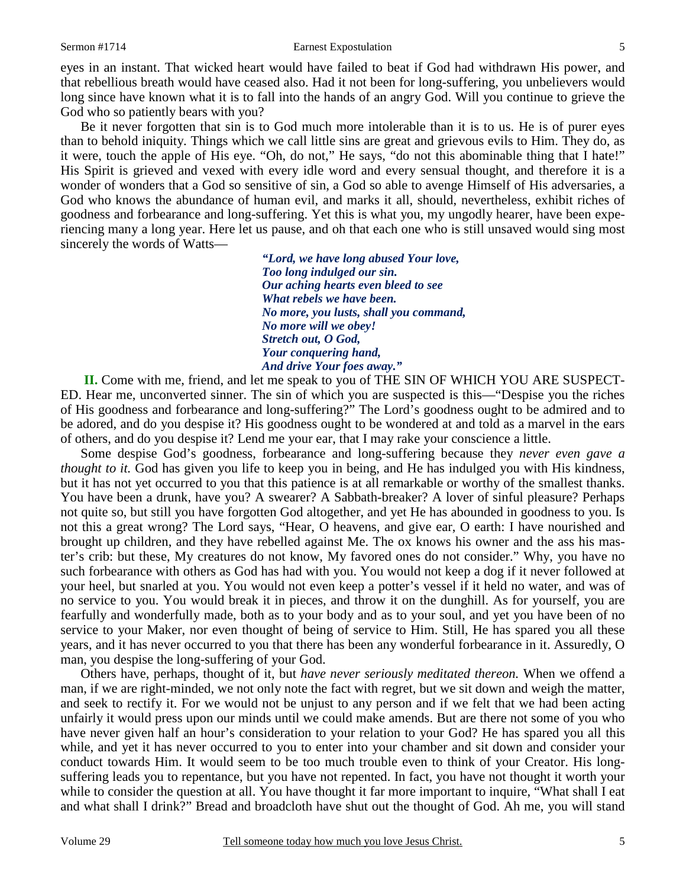eyes in an instant. That wicked heart would have failed to beat if God had withdrawn His power, and that rebellious breath would have ceased also. Had it not been for long-suffering, you unbelievers would long since have known what it is to fall into the hands of an angry God. Will you continue to grieve the God who so patiently bears with you?

Be it never forgotten that sin is to God much more intolerable than it is to us. He is of purer eyes than to behold iniquity. Things which we call little sins are great and grievous evils to Him. They do, as it were, touch the apple of His eye. "Oh, do not," He says, "do not this abominable thing that I hate!" His Spirit is grieved and vexed with every idle word and every sensual thought, and therefore it is a wonder of wonders that a God so sensitive of sin, a God so able to avenge Himself of His adversaries, a God who knows the abundance of human evil, and marks it all, should, nevertheless, exhibit riches of goodness and forbearance and long-suffering. Yet this is what you, my ungodly hearer, have been experiencing many a long year. Here let us pause, and oh that each one who is still unsaved would sing most sincerely the words of Watts—

> ***"Lord, we have long abused Your love,***
> ***Too long indulged our sin.***
> ***Our aching hearts even bleed to see***
> ***What rebels we have been.***
> ***No more, you lusts, shall you command,***
> ***No more will we obey!***
> ***Stretch out, O God,***
> ***Your conquering hand,***
> ***And drive Your foes away."***

**II.** Come with me, friend, and let me speak to you of THE SIN OF WHICH YOU ARE SUSPECTED. Hear me, unconverted sinner. The sin of which you are suspected is this—"Despise you the riches of His goodness and forbearance and long-suffering?" The Lord's goodness ought to be admired and to be adored, and do you despise it? His goodness ought to be wondered at and told as a marvel in the ears of others, and do you despise it? Lend me your ear, that I may rake your conscience a little.

Some despise God's goodness, forbearance and long-suffering because they *never even gave a thought to it.* God has given you life to keep you in being, and He has indulged you with His kindness, but it has not yet occurred to you that this patience is at all remarkable or worthy of the smallest thanks. You have been a drunk, have you? A swearer? A Sabbath-breaker? A lover of sinful pleasure? Perhaps not quite so, but still you have forgotten God altogether, and yet He has abounded in goodness to you. Is not this a great wrong? The Lord says, "Hear, O heavens, and give ear, O earth: I have nourished and brought up children, and they have rebelled against Me. The ox knows his owner and the ass his master's crib: but these, My creatures do not know, My favored ones do not consider." Why, you have no such forbearance with others as God has had with you. You would not keep a dog if it never followed at your heel, but snarled at you. You would not even keep a potter's vessel if it held no water, and was of no service to you. You would break it in pieces, and throw it on the dunghill. As for yourself, you are fearfully and wonderfully made, both as to your body and as to your soul, and yet you have been of no service to your Maker, nor even thought of being of service to Him. Still, He has spared you all these years, and it has never occurred to you that there has been any wonderful forbearance in it. Assuredly, O man, you despise the long-suffering of your God.

Others have, perhaps, thought of it, but *have never seriously meditated thereon.* When we offend a man, if we are right-minded, we not only note the fact with regret, but we sit down and weigh the matter, and seek to rectify it. For we would not be unjust to any person and if we felt that we had been acting unfairly it would press upon our minds until we could make amends. But are there not some of you who have never given half an hour's consideration to your relation to your God? He has spared you all this while, and yet it has never occurred to you to enter into your chamber and sit down and consider your conduct towards Him. It would seem to be too much trouble even to think of your Creator. His long-suffering leads you to repentance, but you have not repented. In fact, you have not thought it worth your while to consider the question at all. You have thought it far more important to inquire, "What shall I eat and what shall I drink?" Bread and broadcloth have shut out the thought of God. Ah me, you will stand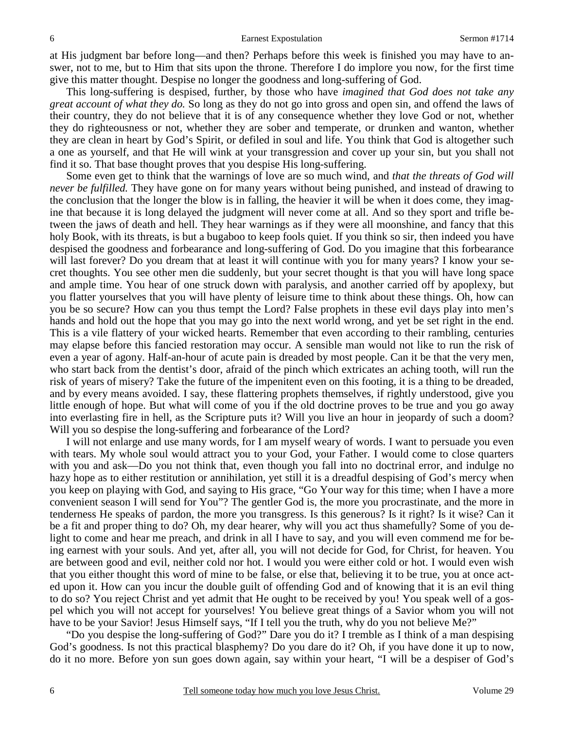at His judgment bar before long—and then? Perhaps before this week is finished you may have to answer, not to me, but to Him that sits upon the throne. Therefore I do implore you now, for the first time give this matter thought. Despise no longer the goodness and long-suffering of God.

This long-suffering is despised, further, by those who have *imagined that God does not take any great account of what they do.* So long as they do not go into gross and open sin, and offend the laws of their country, they do not believe that it is of any consequence whether they love God or not, whether they do righteousness or not, whether they are sober and temperate, or drunken and wanton, whether they are clean in heart by God's Spirit, or defiled in soul and life. You think that God is altogether such a one as yourself, and that He will wink at your transgression and cover up your sin, but you shall not find it so. That base thought proves that you despise His long-suffering.

Some even get to think that the warnings of love are so much wind, and *that the threats of God will never be fulfilled.* They have gone on for many years without being punished, and instead of drawing to the conclusion that the longer the blow is in falling, the heavier it will be when it does come, they imagine that because it is long delayed the judgment will never come at all. And so they sport and trifle between the jaws of death and hell. They hear warnings as if they were all moonshine, and fancy that this holy Book, with its threats, is but a bugaboo to keep fools quiet. If you think so sir, then indeed you have despised the goodness and forbearance and long-suffering of God. Do you imagine that this forbearance will last forever? Do you dream that at least it will continue with you for many years? I know your secret thoughts. You see other men die suddenly, but your secret thought is that you will have long space and ample time. You hear of one struck down with paralysis, and another carried off by apoplexy, but you flatter yourselves that you will have plenty of leisure time to think about these things. Oh, how can you be so secure? How can you thus tempt the Lord? False prophets in these evil days play into men's hands and hold out the hope that you may go into the next world wrong, and yet be set right in the end. This is a vile flattery of your wicked hearts. Remember that even according to their rambling, centuries may elapse before this fancied restoration may occur. A sensible man would not like to run the risk of even a year of agony. Half-an-hour of acute pain is dreaded by most people. Can it be that the very men, who start back from the dentist's door, afraid of the pinch which extricates an aching tooth, will run the risk of years of misery? Take the future of the impenitent even on this footing, it is a thing to be dreaded, and by every means avoided. I say, these flattering prophets themselves, if rightly understood, give you little enough of hope. But what will come of you if the old doctrine proves to be true and you go away into everlasting fire in hell, as the Scripture puts it? Will you live an hour in jeopardy of such a doom? Will you so despise the long-suffering and forbearance of the Lord?

I will not enlarge and use many words, for I am myself weary of words. I want to persuade you even with tears. My whole soul would attract you to your God, your Father. I would come to close quarters with you and ask—Do you not think that, even though you fall into no doctrinal error, and indulge no hazy hope as to either restitution or annihilation, yet still it is a dreadful despising of God's mercy when you keep on playing with God, and saying to His grace, "Go Your way for this time; when I have a more convenient season I will send for You"? The gentler God is, the more you procrastinate, and the more in tenderness He speaks of pardon, the more you transgress. Is this generous? Is it right? Is it wise? Can it be a fit and proper thing to do? Oh, my dear hearer, why will you act thus shamefully? Some of you delight to come and hear me preach, and drink in all I have to say, and you will even commend me for being earnest with your souls. And yet, after all, you will not decide for God, for Christ, for heaven. You are between good and evil, neither cold nor hot. I would you were either cold or hot. I would even wish that you either thought this word of mine to be false, or else that, believing it to be true, you at once acted upon it. How can you incur the double guilt of offending God and of knowing that it is an evil thing to do so? You reject Christ and yet admit that He ought to be received by you! You speak well of a gospel which you will not accept for yourselves! You believe great things of a Savior whom you will not have to be your Savior! Jesus Himself says, "If I tell you the truth, why do you not believe Me?"

"Do you despise the long-suffering of God?" Dare you do it? I tremble as I think of a man despising God's goodness. Is not this practical blasphemy? Do you dare do it? Oh, if you have done it up to now, do it no more. Before yon sun goes down again, say within your heart, "I will be a despiser of God's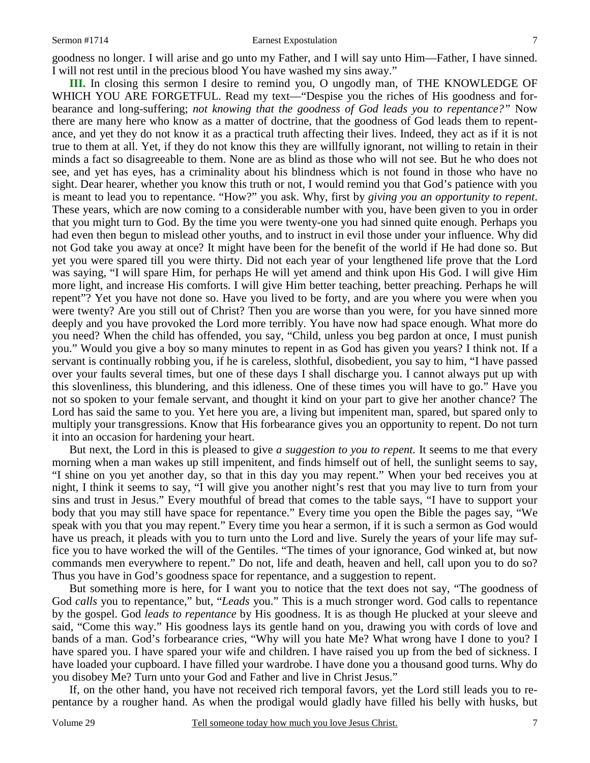goodness no longer. I will arise and go unto my Father, and I will say unto Him—Father, I have sinned. I will not rest until in the precious blood You have washed my sins away."

**III.** In closing this sermon I desire to remind you, O ungodly man, of THE KNOWLEDGE OF WHICH YOU ARE FORGETFUL. Read my text—"Despise you the riches of His goodness and forbearance and long-suffering; *not knowing that the goodness of God leads you to repentance?"* Now there are many here who know as a matter of doctrine, that the goodness of God leads them to repentance, and yet they do not know it as a practical truth affecting their lives. Indeed, they act as if it is not true to them at all. Yet, if they do not know this they are willfully ignorant, not willing to retain in their minds a fact so disagreeable to them. None are as blind as those who will not see. But he who does not see, and yet has eyes, has a criminality about his blindness which is not found in those who have no sight. Dear hearer, whether you know this truth or not, I would remind you that God's patience with you is meant to lead you to repentance. "How?" you ask. Why, first by *giving you an opportunity to repent*. These years, which are now coming to a considerable number with you, have been given to you in order that you might turn to God. By the time you were twenty-one you had sinned quite enough. Perhaps you had even then begun to mislead other youths, and to instruct in evil those under your influence. Why did not God take you away at once? It might have been for the benefit of the world if He had done so. But yet you were spared till you were thirty. Did not each year of your lengthened life prove that the Lord was saying, "I will spare Him, for perhaps He will yet amend and think upon His God. I will give Him more light, and increase His comforts. I will give Him better teaching, better preaching. Perhaps he will repent"? Yet you have not done so. Have you lived to be forty, and are you where you were when you were twenty? Are you still out of Christ? Then you are worse than you were, for you have sinned more deeply and you have provoked the Lord more terribly. You have now had space enough. What more do you need? When the child has offended, you say, "Child, unless you beg pardon at once, I must punish you." Would you give a boy so many minutes to repent in as God has given you years? I think not. If a servant is continually robbing you, if he is careless, slothful, disobedient, you say to him, "I have passed over your faults several times, but one of these days I shall discharge you. I cannot always put up with this slovenliness, this blundering, and this idleness. One of these times you will have to go." Have you not so spoken to your female servant, and thought it kind on your part to give her another chance? The Lord has said the same to you. Yet here you are, a living but impenitent man, spared, but spared only to multiply your transgressions. Know that His forbearance gives you an opportunity to repent. Do not turn it into an occasion for hardening your heart.

But next, the Lord in this is pleased to give *a suggestion to you to repent.* It seems to me that every morning when a man wakes up still impenitent, and finds himself out of hell, the sunlight seems to say, "I shine on you yet another day, so that in this day you may repent." When your bed receives you at night, I think it seems to say, "I will give you another night's rest that you may live to turn from your sins and trust in Jesus." Every mouthful of bread that comes to the table says, "I have to support your body that you may still have space for repentance." Every time you open the Bible the pages say, "We speak with you that you may repent." Every time you hear a sermon, if it is such a sermon as God would have us preach, it pleads with you to turn unto the Lord and live. Surely the years of your life may suffice you to have worked the will of the Gentiles. "The times of your ignorance, God winked at, but now commands men everywhere to repent." Do not, life and death, heaven and hell, call upon you to do so? Thus you have in God's goodness space for repentance, and a suggestion to repent.

But something more is here, for I want you to notice that the text does not say, "The goodness of God *calls* you to repentance," but, "*Leads* you." This is a much stronger word. God calls to repentance by the gospel. God *leads to repentance* by His goodness. It is as though He plucked at your sleeve and said, "Come this way." His goodness lays its gentle hand on you, drawing you with cords of love and bands of a man. God's forbearance cries, "Why will you hate Me? What wrong have I done to you? I have spared you. I have spared your wife and children. I have raised you up from the bed of sickness. I have loaded your cupboard. I have filled your wardrobe. I have done you a thousand good turns. Why do you disobey Me? Turn unto your God and Father and live in Christ Jesus."

If, on the other hand, you have not received rich temporal favors, yet the Lord still leads you to repentance by a rougher hand. As when the prodigal would gladly have filled his belly with husks, but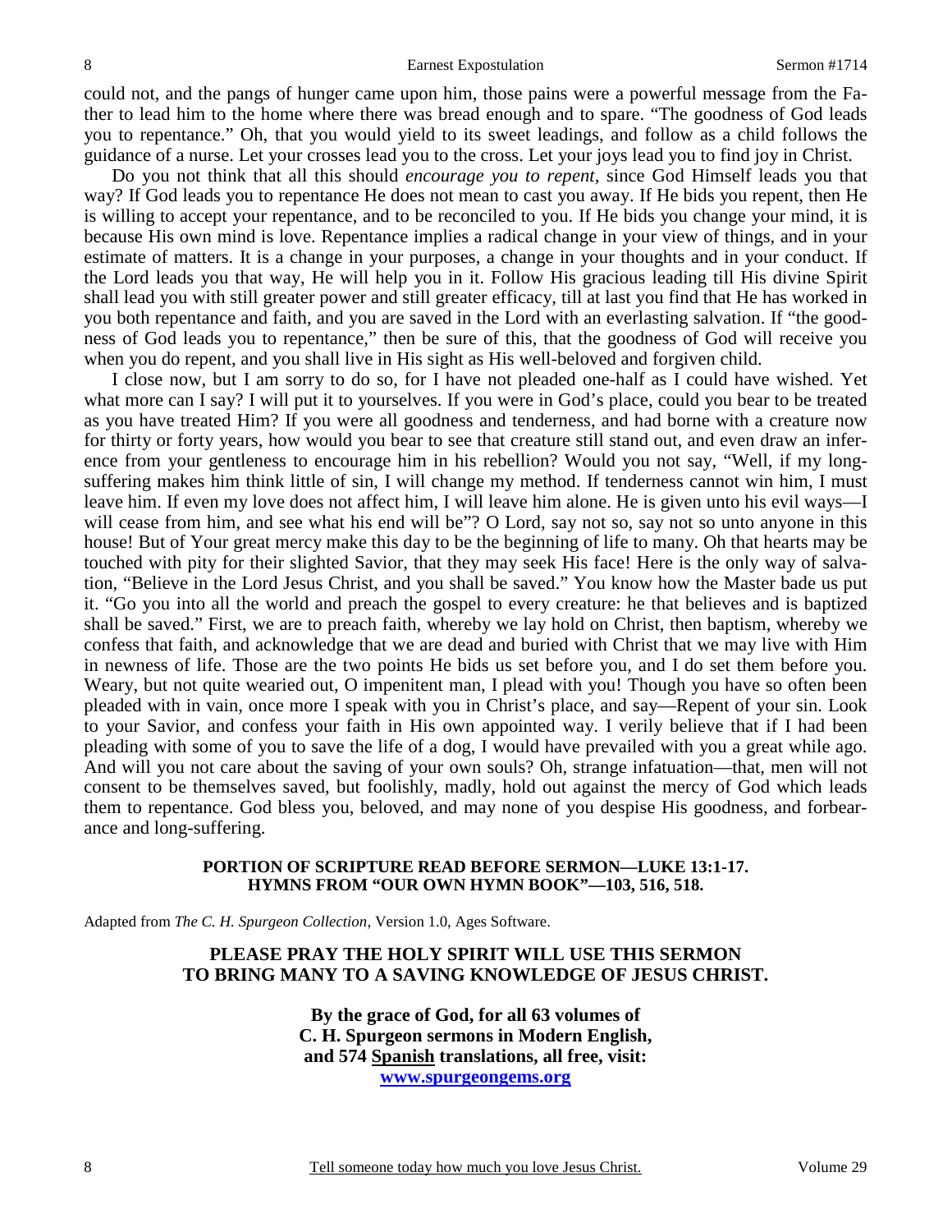could not, and the pangs of hunger came upon him, those pains were a powerful message from the Father to lead him to the home where there was bread enough and to spare. "The goodness of God leads you to repentance." Oh, that you would yield to its sweet leadings, and follow as a child follows the guidance of a nurse. Let your crosses lead you to the cross. Let your joys lead you to find joy in Christ.

Do you not think that all this should *encourage you to repent*, since God Himself leads you that way? If God leads you to repentance He does not mean to cast you away. If He bids you repent, then He is willing to accept your repentance, and to be reconciled to you. If He bids you change your mind, it is because His own mind is love. Repentance implies a radical change in your view of things, and in your estimate of matters. It is a change in your purposes, a change in your thoughts and in your conduct. If the Lord leads you that way, He will help you in it. Follow His gracious leading till His divine Spirit shall lead you with still greater power and still greater efficacy, till at last you find that He has worked in you both repentance and faith, and you are saved in the Lord with an everlasting salvation. If "the goodness of God leads you to repentance," then be sure of this, that the goodness of God will receive you when you do repent, and you shall live in His sight as His well-beloved and forgiven child.

I close now, but I am sorry to do so, for I have not pleaded one-half as I could have wished. Yet what more can I say? I will put it to yourselves. If you were in God's place, could you bear to be treated as you have treated Him? If you were all goodness and tenderness, and had borne with a creature now for thirty or forty years, how would you bear to see that creature still stand out, and even draw an inference from your gentleness to encourage him in his rebellion? Would you not say, "Well, if my long-suffering makes him think little of sin, I will change my method. If tenderness cannot win him, I must leave him. If even my love does not affect him, I will leave him alone. He is given unto his evil ways—I will cease from him, and see what his end will be"? O Lord, say not so, say not so unto anyone in this house! But of Your great mercy make this day to be the beginning of life to many. Oh that hearts may be touched with pity for their slighted Savior, that they may seek His face! Here is the only way of salvation, "Believe in the Lord Jesus Christ, and you shall be saved." You know how the Master bade us put it. "Go you into all the world and preach the gospel to every creature: he that believes and is baptized shall be saved." First, we are to preach faith, whereby we lay hold on Christ, then baptism, whereby we confess that faith, and acknowledge that we are dead and buried with Christ that we may live with Him in newness of life. Those are the two points He bids us set before you, and I do set them before you. Weary, but not quite wearied out, O impenitent man, I plead with you! Though you have so often been pleaded with in vain, once more I speak with you in Christ's place, and say—Repent of your sin. Look to your Savior, and confess your faith in His own appointed way. I verily believe that if I had been pleading with some of you to save the life of a dog, I would have prevailed with you a great while ago. And will you not care about the saving of your own souls? Oh, strange infatuation—that, men will not consent to be themselves saved, but foolishly, madly, hold out against the mercy of God which leads them to repentance. God bless you, beloved, and may none of you despise His goodness, and forbearance and long-suffering.

**PORTION OF SCRIPTURE READ BEFORE SERMON—LUKE 13:1-17.**
**HYMNS FROM "OUR OWN HYMN BOOK"—103, 516, 518.**

Adapted from *The C. H. Spurgeon Collection*, Version 1.0, Ages Software.

**PLEASE PRAY THE HOLY SPIRIT WILL USE THIS SERMON TO BRING MANY TO A SAVING KNOWLEDGE OF JESUS CHRIST.**

**By the grace of God, for all 63 volumes of C. H. Spurgeon sermons in Modern English, and 574 Spanish translations, all free, visit: www.spurgeongems.org**

Tell someone today how much you love Jesus Christ.